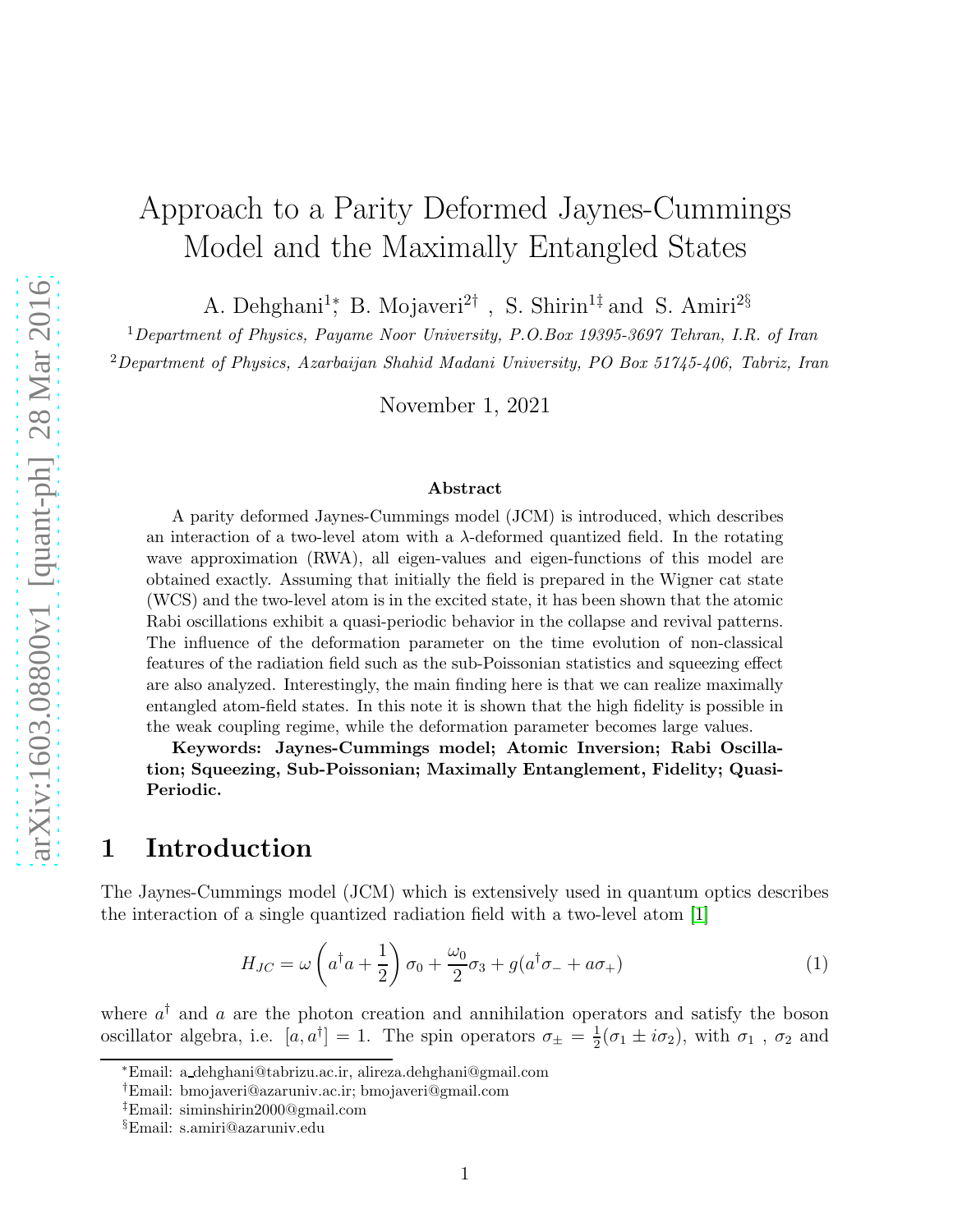# Approach to a Parity Deformed Jaynes-Cummings Model and the Maximally Entangled States

A. Dehghani[1*], B. Mojaveri[2†], S. Shirin[1‡] and S. Amiri[2§]

[1] *Department of Physics, Payame Noor University, P.O.Box 19395-3697 Tehran, I.R. of Iran*

[2] *Department of Physics, Azarbaijan Shahid Madani University, PO Box 51745-406, Tabriz, Iran*

November 1, 2021

### Abstract

A parity deformed Jaynes-Cummings model (JCM) is introduced, which describes an interaction of a two-level atom with a $\lambda$-deformed quantized field. In the rotating wave approximation (RWA), all eigen-values and eigen-functions of this model are obtained exactly. Assuming that initially the field is prepared in the Wigner cat state (WCS) and the two-level atom is in the excited state, it has been shown that the atomic Rabi oscillations exhibit a quasi-periodic behavior in the collapse and revival patterns. The influence of the deformation parameter on the time evolution of non-classical features of the radiation field such as the sub-Poissonian statistics and squeezing effect are also analyzed. Interestingly, the main finding here is that we can realize maximally entangled atom-field states. In this note it is shown that the high fidelity is possible in the weak coupling regime, while the deformation parameter becomes large values.

**Keywords: Jaynes-Cummings model; Atomic Inversion; Rabi Oscillation; Squeezing, Sub-Poissonian; Maximally Entanglement, Fidelity; Quasi-Periodic.**

## 1 Introduction

The Jaynes-Cummings model (JCM) which is extensively used in quantum optics describes the interaction of a single quantized radiation field with a two-level atom [1]

$$H_{JC} = \omega\left(a^{\dagger}a + \frac{1}{2}\right)\sigma_0 + \frac{\omega_0}{2}\sigma_3 + g(a^{\dagger}\sigma_- + a\sigma_+) \tag{1}$$

where $a^{\dagger}$ and $a$ are the photon creation and annihilation operators and satisfy the boson oscillator algebra, i.e. $[a, a^{\dagger}] = 1$. The spin operators $\sigma_{\pm} = \frac{1}{2}(\sigma_1 \pm i\sigma_2)$, with $\sigma_1$ , $\sigma_2$ and

---

*Email: a_dehghani@tabrizu.ac.ir, alireza.dehghani@gmail.com

†Email: bmojaveri@azaruniv.ac.ir; bmojaveri@gmail.com

‡Email: siminshirin2000@gmail.com

§Email: s.amiri@azaruniv.edu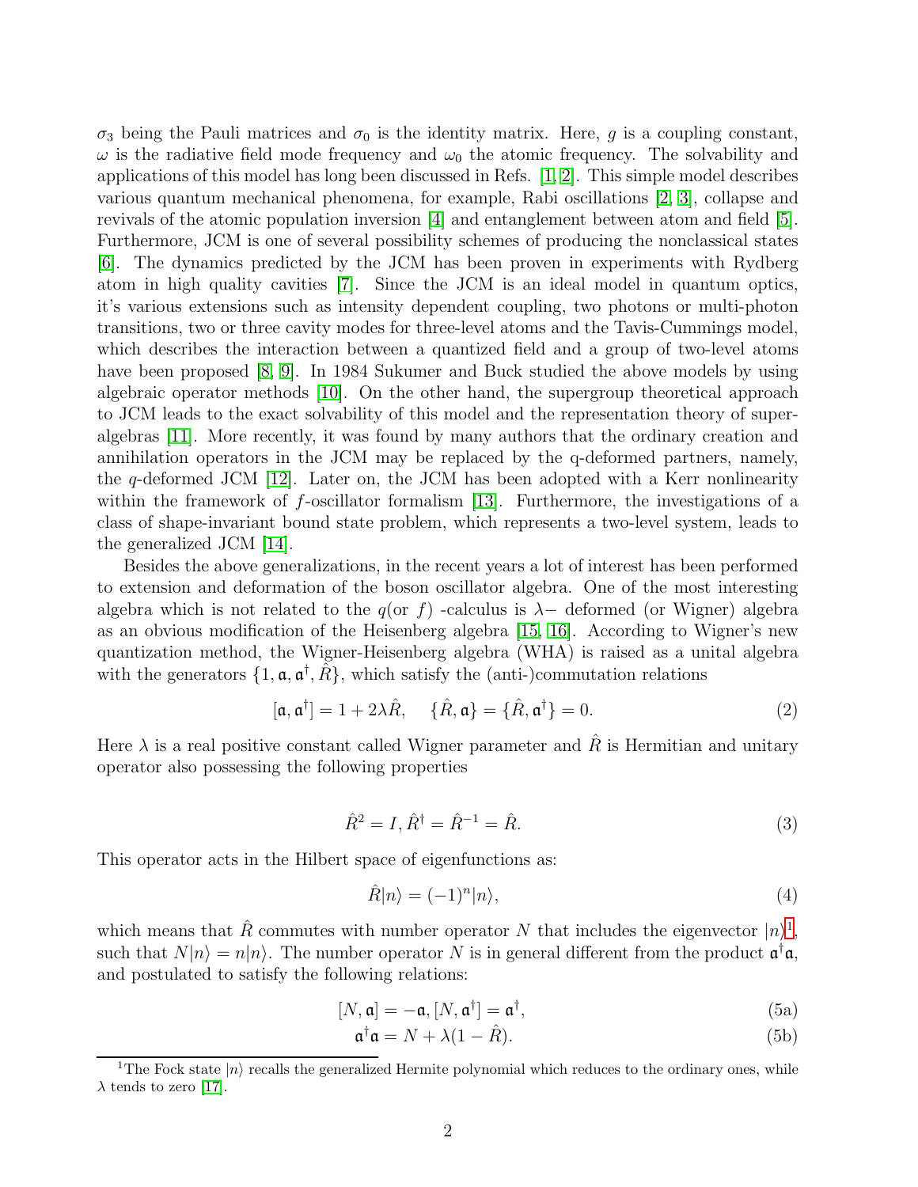$\sigma_3$ being the Pauli matrices and $\sigma_0$ is the identity matrix. Here, $g$ is a coupling constant, $\omega$ is the radiative field mode frequency and $\omega_0$ the atomic frequency. The solvability and applications of this model has long been discussed in Refs. [1, 2]. This simple model describes various quantum mechanical phenomena, for example, Rabi oscillations [2, 3], collapse and revivals of the atomic population inversion [4] and entanglement between atom and field [5]. Furthermore, JCM is one of several possibility schemes of producing the nonclassical states [6]. The dynamics predicted by the JCM has been proven in experiments with Rydberg atom in high quality cavities [7]. Since the JCM is an ideal model in quantum optics, it's various extensions such as intensity dependent coupling, two photons or multi-photon transitions, two or three cavity modes for three-level atoms and the Tavis-Cummings model, which describes the interaction between a quantized field and a group of two-level atoms have been proposed [8, 9]. In 1984 Sukumer and Buck studied the above models by using algebraic operator methods [10]. On the other hand, the supergroup theoretical approach to JCM leads to the exact solvability of this model and the representation theory of superalgebras [11]. More recently, it was found by many authors that the ordinary creation and annihilation operators in the JCM may be replaced by the q-deformed partners, namely, the $q$-deformed JCM [12]. Later on, the JCM has been adopted with a Kerr nonlinearity within the framework of $f$-oscillator formalism [13]. Furthermore, the investigations of a class of shape-invariant bound state problem, which represents a two-level system, leads to the generalized JCM [14].

Besides the above generalizations, in the recent years a lot of interest has been performed to extension and deformation of the boson oscillator algebra. One of the most interesting algebra which is not related to the $q$(or $f$) -calculus is $\lambda-$ deformed (or Wigner) algebra as an obvious modification of the Heisenberg algebra [15, 16]. According to Wigner's new quantization method, the Wigner-Heisenberg algebra (WHA) is raised as a unital algebra with the generators $\{1, \mathfrak{a}, \mathfrak{a}^\dagger, \hat{R}\}$, which satisfy the (anti-)commutation relations

$$[\mathfrak{a}, \mathfrak{a}^\dagger] = 1 + 2\lambda\hat{R}, \quad \{\hat{R}, \mathfrak{a}\} = \{\hat{R}, \mathfrak{a}^\dagger\} = 0. \tag{2}$$

Here $\lambda$ is a real positive constant called Wigner parameter and $\hat{R}$ is Hermitian and unitary operator also possessing the following properties

$$\hat{R}^2 = I, \hat{R}^\dagger = \hat{R}^{-1} = \hat{R}. \tag{3}$$

This operator acts in the Hilbert space of eigenfunctions as:

$$\hat{R}|n\rangle = (-1)^n|n\rangle, \tag{4}$$

which means that $\hat{R}$ commutes with number operator $N$ that includes the eigenvector $|n\rangle$[1], such that $N|n\rangle = n|n\rangle$. The number operator $N$ is in general different from the product $\mathfrak{a}^\dagger\mathfrak{a}$, and postulated to satisfy the following relations:

$$[N, \mathfrak{a}] = -\mathfrak{a}, [N, \mathfrak{a}^\dagger] = \mathfrak{a}^\dagger, \tag{5a}$$

$$\mathfrak{a}^\dagger\mathfrak{a} = N + \lambda(1 - \hat{R}). \tag{5b}$$

[1] The Fock state $|n\rangle$ recalls the generalized Hermite polynomial which reduces to the ordinary ones, while $\lambda$ tends to zero [17].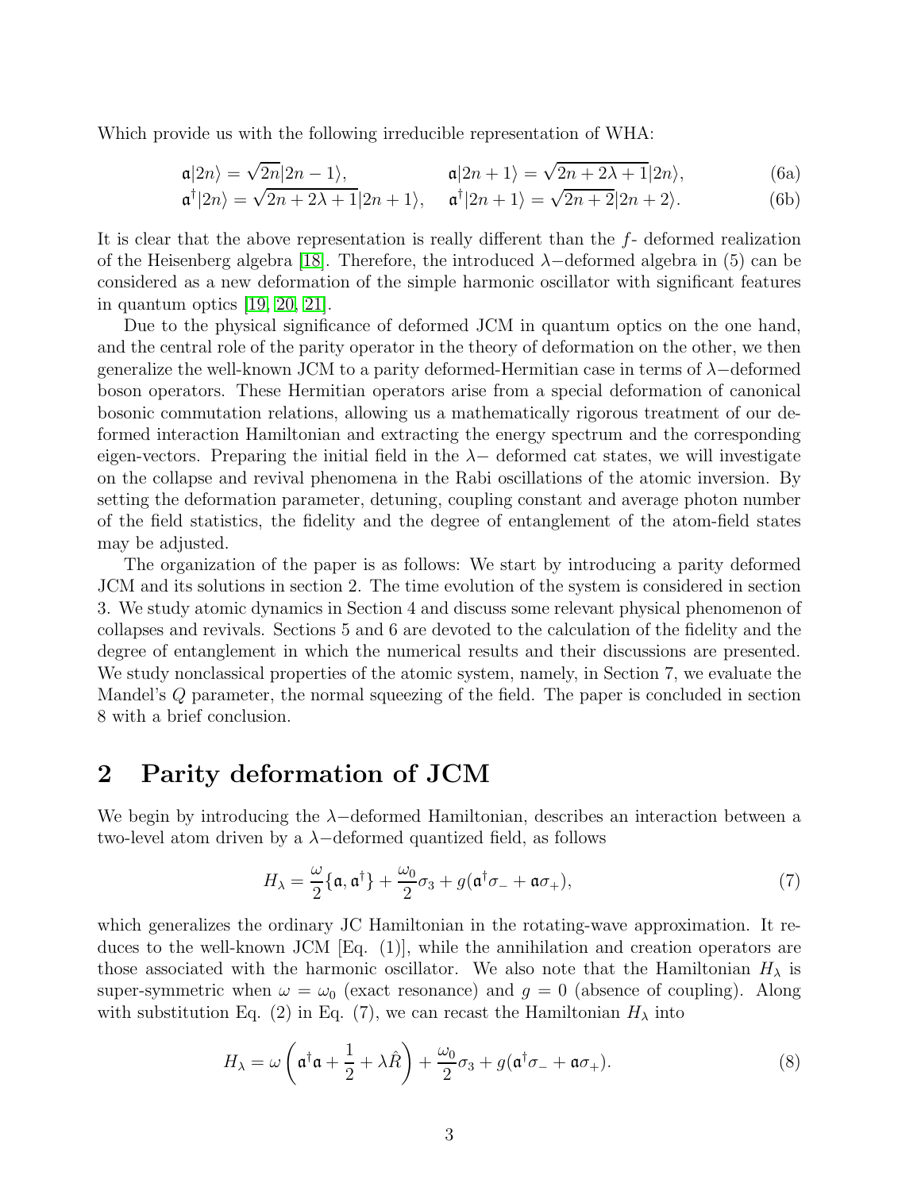Which provide us with the following irreducible representation of WHA:

$$\mathfrak{a}|2n\rangle = \sqrt{2n}|2n-1\rangle, \qquad \mathfrak{a}|2n+1\rangle = \sqrt{2n+2\lambda+1}|2n\rangle, \tag{6a}$$

$$\mathfrak{a}^\dagger|2n\rangle = \sqrt{2n+2\lambda+1}|2n+1\rangle, \quad \mathfrak{a}^\dagger|2n+1\rangle = \sqrt{2n+2}|2n+2\rangle. \tag{6b}$$

It is clear that the above representation is really different than the $f$- deformed realization of the Heisenberg algebra [18]. Therefore, the introduced $\lambda-$deformed algebra in (5) can be considered as a new deformation of the simple harmonic oscillator with significant features in quantum optics [19, 20, 21].

Due to the physical significance of deformed JCM in quantum optics on the one hand, and the central role of the parity operator in the theory of deformation on the other, we then generalize the well-known JCM to a parity deformed-Hermitian case in terms of $\lambda-$deformed boson operators. These Hermitian operators arise from a special deformation of canonical bosonic commutation relations, allowing us a mathematically rigorous treatment of our deformed interaction Hamiltonian and extracting the energy spectrum and the corresponding eigen-vectors. Preparing the initial field in the $\lambda-$ deformed cat states, we will investigate on the collapse and revival phenomena in the Rabi oscillations of the atomic inversion. By setting the deformation parameter, detuning, coupling constant and average photon number of the field statistics, the fidelity and the degree of entanglement of the atom-field states may be adjusted.

The organization of the paper is as follows: We start by introducing a parity deformed JCM and its solutions in section 2. The time evolution of the system is considered in section 3. We study atomic dynamics in Section 4 and discuss some relevant physical phenomenon of collapses and revivals. Sections 5 and 6 are devoted to the calculation of the fidelity and the degree of entanglement in which the numerical results and their discussions are presented. We study nonclassical properties of the atomic system, namely, in Section 7, we evaluate the Mandel's $Q$ parameter, the normal squeezing of the field. The paper is concluded in section 8 with a brief conclusion.

## 2 Parity deformation of JCM

We begin by introducing the $\lambda-$deformed Hamiltonian, describes an interaction between a two-level atom driven by a $\lambda-$deformed quantized field, as follows

$$H_\lambda = \frac{\omega}{2}\{\mathfrak{a}, \mathfrak{a}^\dagger\} + \frac{\omega_0}{2}\sigma_3 + g(\mathfrak{a}^\dagger\sigma_- + \mathfrak{a}\sigma_+), \tag{7}$$

which generalizes the ordinary JC Hamiltonian in the rotating-wave approximation. It reduces to the well-known JCM [Eq. (1)], while the annihilation and creation operators are those associated with the harmonic oscillator. We also note that the Hamiltonian $H_\lambda$ is super-symmetric when $\omega = \omega_0$ (exact resonance) and $g = 0$ (absence of coupling). Along with substitution Eq. (2) in Eq. (7), we can recast the Hamiltonian $H_\lambda$ into

$$H_\lambda = \omega\left(\mathfrak{a}^\dagger\mathfrak{a} + \frac{1}{2} + \lambda\hat{R}\right) + \frac{\omega_0}{2}\sigma_3 + g(\mathfrak{a}^\dagger\sigma_- + \mathfrak{a}\sigma_+). \tag{8}$$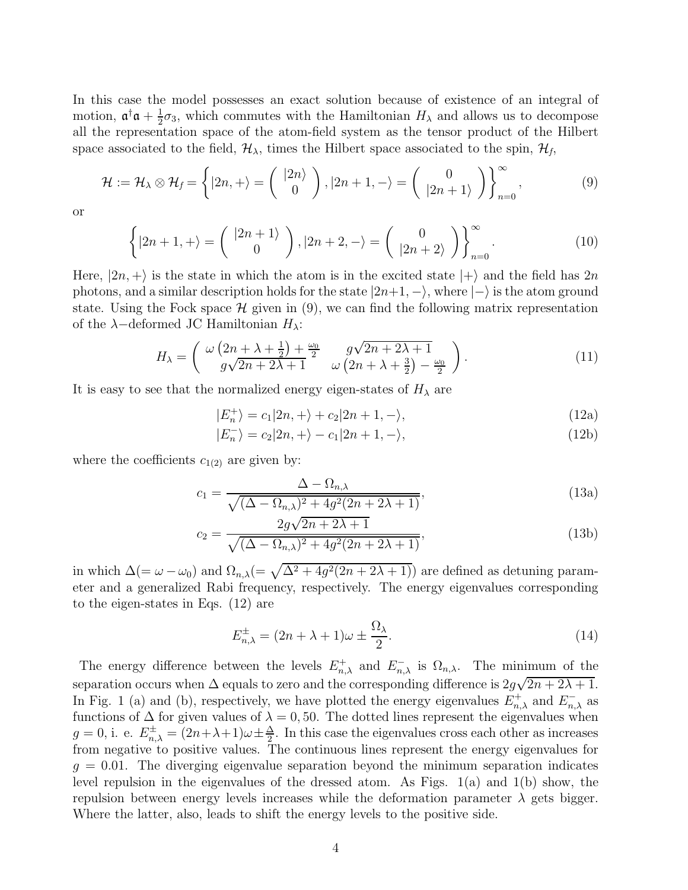In this case the model possesses an exact solution because of existence of an integral of motion, $\mathfrak{a}^\dagger\mathfrak{a} + \frac{1}{2}\sigma_3$, which commutes with the Hamiltonian $H_\lambda$ and allows us to decompose all the representation space of the atom-field system as the tensor product of the Hilbert space associated to the field, $\mathcal{H}_\lambda$, times the Hilbert space associated to the spin, $\mathcal{H}_f$,

$$\mathcal{H} := \mathcal{H}_\lambda \otimes \mathcal{H}_f = \left\{ |2n, +\rangle = \begin{pmatrix} |2n\rangle \\ 0 \end{pmatrix}, |2n+1, -\rangle = \begin{pmatrix} 0 \\ |2n+1\rangle \end{pmatrix} \right\}_{n=0}^{\infty}, \tag{9}$$

or

$$\left\{ |2n+1, +\rangle = \begin{pmatrix} |2n+1\rangle \\ 0 \end{pmatrix}, |2n+2, -\rangle = \begin{pmatrix} 0 \\ |2n+2\rangle \end{pmatrix} \right\}_{n=0}^{\infty}. \tag{10}$$

Here, $|2n, +\rangle$ is the state in which the atom is in the excited state $|+\rangle$ and the field has $2n$ photons, and a similar description holds for the state $|2n+1, -\rangle$, where $|-\rangle$ is the atom ground state. Using the Fock space $\mathcal{H}$ given in (9), we can find the following matrix representation of the $\lambda-$deformed JC Hamiltonian $H_\lambda$:

$$H_\lambda = \begin{pmatrix} \omega\left(2n + \lambda + \frac{1}{2}\right) + \frac{\omega_0}{2} & g\sqrt{2n + 2\lambda + 1} \\ g\sqrt{2n + 2\lambda + 1} & \omega\left(2n + \lambda + \frac{3}{2}\right) - \frac{\omega_0}{2} \end{pmatrix}. \tag{11}$$

It is easy to see that the normalized energy eigen-states of $H_\lambda$ are

$$|E_n^+\rangle = c_1|2n, +\rangle + c_2|2n+1, -\rangle, \tag{12a}$$

$$|E_n^-\rangle = c_2|2n, +\rangle - c_1|2n+1, -\rangle, \tag{12b}$$

where the coefficients $c_{1(2)}$ are given by:

$$c_1 = \frac{\Delta - \Omega_{n,\lambda}}{\sqrt{(\Delta - \Omega_{n,\lambda})^2 + 4g^2(2n + 2\lambda + 1)}}, \tag{13a}$$

$$c_2 = \frac{2g\sqrt{2n + 2\lambda + 1}}{\sqrt{(\Delta - \Omega_{n,\lambda})^2 + 4g^2(2n + 2\lambda + 1)}}, \tag{13b}$$

in which $\Delta(= \omega - \omega_0)$ and $\Omega_{n,\lambda}(= \sqrt{\Delta^2 + 4g^2(2n + 2\lambda + 1)})$ are defined as detuning parameter and a generalized Rabi frequency, respectively. The energy eigenvalues corresponding to the eigen-states in Eqs. (12) are

$$E_{n,\lambda}^{\pm} = (2n + \lambda + 1)\omega \pm \frac{\Omega_\lambda}{2}. \tag{14}$$

The energy difference between the levels $E_{n,\lambda}^+$ and $E_{n,\lambda}^-$ is $\Omega_{n,\lambda}$. The minimum of the separation occurs when $\Delta$ equals to zero and the corresponding difference is $2g\sqrt{2n + 2\lambda + 1}$. In Fig. 1 (a) and (b), respectively, we have plotted the energy eigenvalues $E_{n,\lambda}^+$ and $E_{n,\lambda}^-$ as functions of $\Delta$ for given values of $\lambda = 0, 50$. The dotted lines represent the eigenvalues when $g = 0$, i. e. $E_{n,\lambda}^{\pm} = (2n+\lambda+1)\omega \pm \frac{\Delta}{2}$. In this case the eigenvalues cross each other as increases from negative to positive values. The continuous lines represent the energy eigenvalues for $g = 0.01$. The diverging eigenvalue separation beyond the minimum separation indicates level repulsion in the eigenvalues of the dressed atom. As Figs. 1(a) and 1(b) show, the repulsion between energy levels increases while the deformation parameter $\lambda$ gets bigger. Where the latter, also, leads to shift the energy levels to the positive side.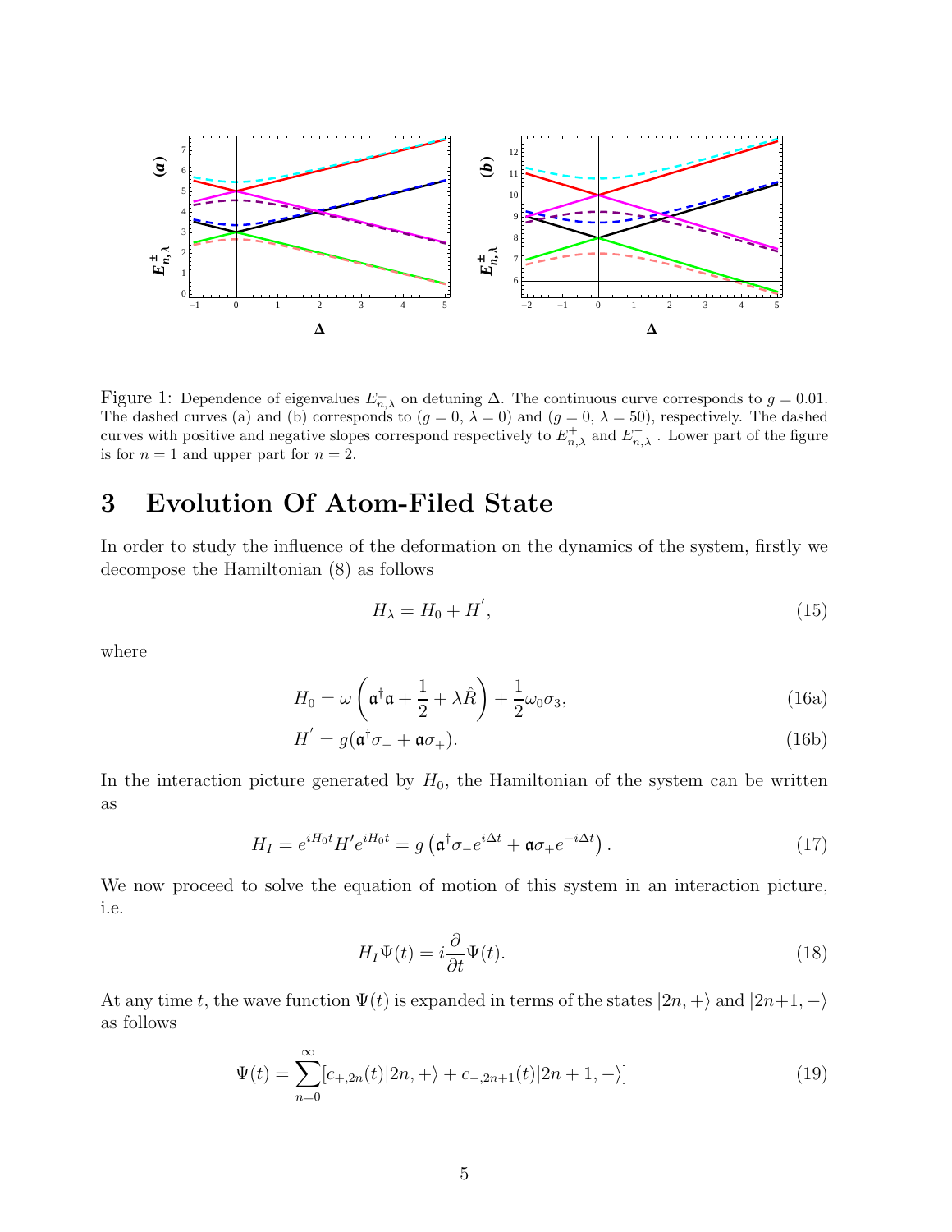Figure 1: Dependence of eigenvalues $E^{\pm}_{n,\lambda}$ on detuning $\Delta$. The continuous curve corresponds to $g = 0.01$. The dashed curves (a) and (b) corresponds to ($g = 0$, $\lambda = 0$) and ($g = 0$, $\lambda = 50$), respectively. The dashed curves with positive and negative slopes correspond respectively to $E^{+}_{n,\lambda}$ and $E^{-}_{n,\lambda}$ . Lower part of the figure is for $n = 1$ and upper part for $n = 2$.

## 3 Evolution Of Atom-Filed State

In order to study the influence of the deformation on the dynamics of the system, firstly we decompose the Hamiltonian (8) as follows

$$H_{\lambda} = H_0 + H^{'}, \tag{15}$$

where

$$H_0 = \omega\left(\mathfrak{a}^{\dagger}\mathfrak{a} + \frac{1}{2} + \lambda\hat{R}\right) + \frac{1}{2}\omega_0\sigma_3, \tag{16a}$$

$$H^{'} = g(\mathfrak{a}^{\dagger}\sigma_{-} + \mathfrak{a}\sigma_{+}). \tag{16b}$$

In the interaction picture generated by $H_0$, the Hamiltonian of the system can be written as

$$H_I = e^{iH_0t}H^{'}e^{iH_0t} = g\left(\mathfrak{a}^{\dagger}\sigma_{-}e^{i\Delta t} + \mathfrak{a}\sigma_{+}e^{-i\Delta t}\right). \tag{17}$$

We now proceed to solve the equation of motion of this system in an interaction picture, i.e.

$$H_I\Psi(t) = i\frac{\partial}{\partial t}\Psi(t). \tag{18}$$

At any time $t$, the wave function $\Psi(t)$ is expanded in terms of the states $|2n, +\rangle$ and $|2n+1, -\rangle$ as follows

$$\Psi(t) = \sum_{n=0}^{\infty}[c_{+,2n}(t)|2n, +\rangle + c_{-,2n+1}(t)|2n + 1, -\rangle] \tag{19}$$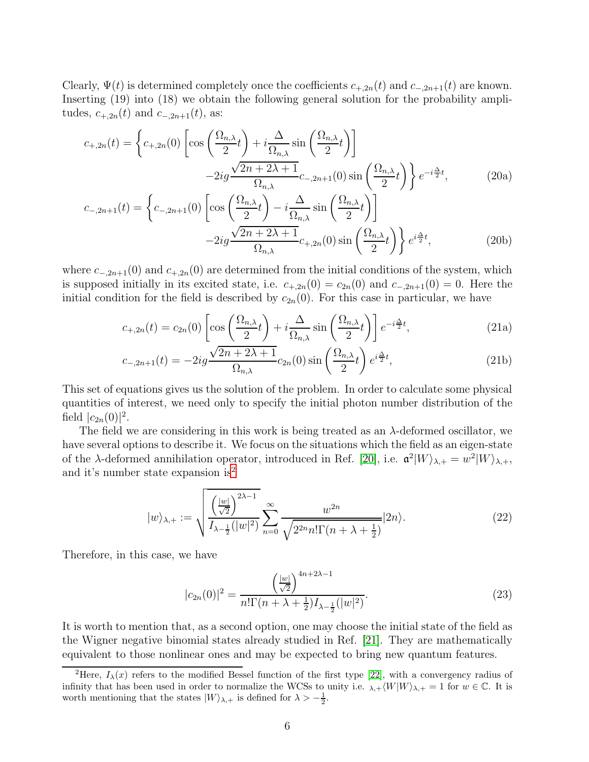Clearly, $\Psi(t)$ is determined completely once the coefficients $c_{+,2n}(t)$ and $c_{-,2n+1}(t)$ are known. Inserting (19) into (18) we obtain the following general solution for the probability amplitudes, $c_{+,2n}(t)$ and $c_{-,2n+1}(t)$, as:

$$
\begin{aligned}
c_{+,2n}(t) = \Bigg\{ c_{+,2n}(0) \left[ \cos\left(\frac{\Omega_{n,\lambda}}{2}t\right) + i\frac{\Delta}{\Omega_{n,\lambda}} \sin\left(\frac{\Omega_{n,\lambda}}{2}t\right) \right] \\
-2ig\frac{\sqrt{2n+2\lambda+1}}{\Omega_{n,\lambda}} c_{-,2n+1}(0) \sin\left(\frac{\Omega_{n,\lambda}}{2}t\right) \Bigg\} e^{-i\frac{\Delta}{2}t},
\end{aligned} \tag{20a}
$$

$$
\begin{aligned}
c_{-,2n+1}(t) = \Bigg\{ c_{-,2n+1}(0) \left[ \cos\left(\frac{\Omega_{n,\lambda}}{2}t\right) - i\frac{\Delta}{\Omega_{n,\lambda}} \sin\left(\frac{\Omega_{n,\lambda}}{2}t\right) \right] \\
-2ig\frac{\sqrt{2n+2\lambda+1}}{\Omega_{n,\lambda}} c_{+,2n}(0) \sin\left(\frac{\Omega_{n,\lambda}}{2}t\right) \Bigg\} e^{i\frac{\Delta}{2}t},
\end{aligned} \tag{20b}
$$

where $c_{-,2n+1}(0)$ and $c_{+,2n}(0)$ are determined from the initial conditions of the system, which is supposed initially in its excited state, i.e. $c_{+,2n}(0) = c_{2n}(0)$ and $c_{-,2n+1}(0) = 0$. Here the initial condition for the field is described by $c_{2n}(0)$. For this case in particular, we have

$$
c_{+,2n}(t) = c_{2n}(0) \left[ \cos\left(\frac{\Omega_{n,\lambda}}{2}t\right) + i\frac{\Delta}{\Omega_{n,\lambda}} \sin\left(\frac{\Omega_{n,\lambda}}{2}t\right) \right] e^{-i\frac{\Delta}{2}t}, \tag{21a}
$$

$$
c_{-,2n+1}(t) = -2ig\frac{\sqrt{2n+2\lambda+1}}{\Omega_{n,\lambda}} c_{2n}(0) \sin\left(\frac{\Omega_{n,\lambda}}{2}t\right) e^{i\frac{\Delta}{2}t}, \tag{21b}
$$

This set of equations gives us the solution of the problem. In order to calculate some physical quantities of interest, we need only to specify the initial photon number distribution of the field $|c_{2n}(0)|^2$.

The field we are considering in this work is being treated as an $\lambda$-deformed oscillator, we have several options to describe it. We focus on the situations which the field as an eigen-state of the $\lambda$-deformed annihilation operator, introduced in Ref. [20], i.e. $\mathfrak{a}^2|W\rangle_{\lambda,+} = w^2|W\rangle_{\lambda,+}$, and it's number state expansion is[2]

$$
|w\rangle_{\lambda,+} := \sqrt{\frac{\left(\frac{|w|}{\sqrt{2}}\right)^{2\lambda-1}}{I_{\lambda-\frac{1}{2}}(|w|^2)}} \sum_{n=0}^{\infty} \frac{w^{2n}}{\sqrt{2^{2n} n! \Gamma(n+\lambda+\frac{1}{2})}} |2n\rangle. \tag{22}
$$

Therefore, in this case, we have

$$
|c_{2n}(0)|^2 = \frac{\left(\frac{|w|}{\sqrt{2}}\right)^{4n+2\lambda-1}}{n!\Gamma(n+\lambda+\frac{1}{2}) I_{\lambda-\frac{1}{2}}(|w|^2)}. \tag{23}
$$

It is worth to mention that, as a second option, one may choose the initial state of the field as the Wigner negative binomial states already studied in Ref. [21]. They are mathematically equivalent to those nonlinear ones and may be expected to bring new quantum features.

---

[2] Here, $I_\lambda(x)$ refers to the modified Bessel function of the first type [22], with a convergency radius of infinity that has been used in order to normalize the WCSs to unity i.e. ${}_{\lambda,+}\langle W|W\rangle_{\lambda,+} = 1$ for $w \in \mathbb{C}$. It is worth mentioning that the states $|W\rangle_{\lambda,+}$ is defined for $\lambda > -\frac{1}{2}$.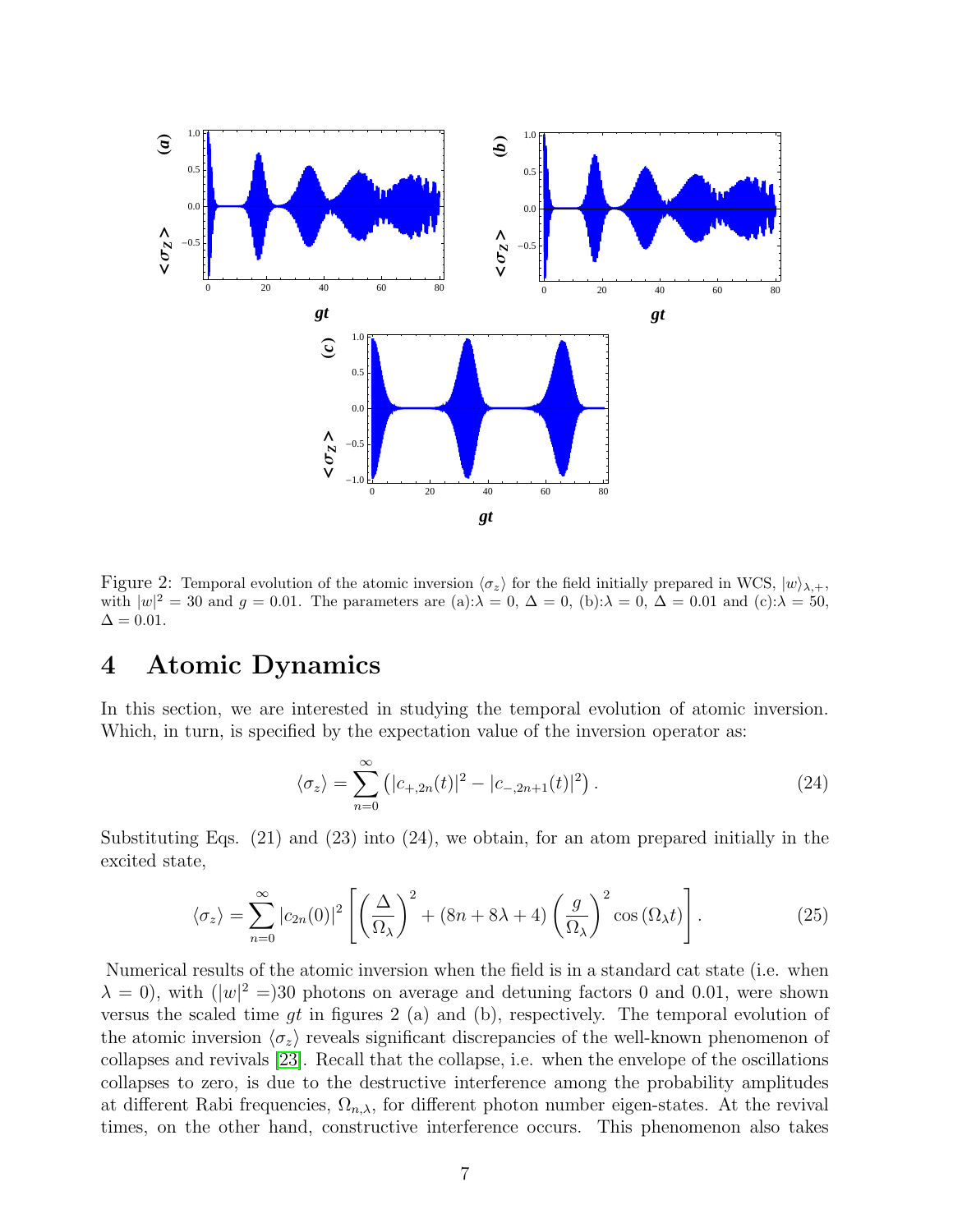Figure 2: Temporal evolution of the atomic inversion $\langle \sigma_z \rangle$ for the field initially prepared in WCS, $|w\rangle_{\lambda,+}$, with $|w|^2 = 30$ and $g = 0.01$. The parameters are (a):$\lambda = 0$, $\Delta = 0$, (b):$\lambda = 0$, $\Delta = 0.01$ and (c):$\lambda = 50$, $\Delta = 0.01$.

# 4 Atomic Dynamics

In this section, we are interested in studying the temporal evolution of atomic inversion. Which, in turn, is specified by the expectation value of the inversion operator as:

$$\langle \sigma_z \rangle = \sum_{n=0}^{\infty} \left( |c_{+,2n}(t)|^2 - |c_{-,2n+1}(t)|^2 \right). \tag{24}$$

Substituting Eqs. (21) and (23) into (24), we obtain, for an atom prepared initially in the excited state,

$$\langle \sigma_z \rangle = \sum_{n=0}^{\infty} |c_{2n}(0)|^2 \left[ \left( \frac{\Delta}{\Omega_\lambda} \right)^2 + (8n + 8\lambda + 4) \left( \frac{g}{\Omega_\lambda} \right)^2 \cos(\Omega_\lambda t) \right]. \tag{25}$$

Numerical results of the atomic inversion when the field is in a standard cat state (i.e. when $\lambda = 0$), with ($|w|^2 =$)30 photons on average and detuning factors 0 and 0.01, were shown versus the scaled time $gt$ in figures 2 (a) and (b), respectively. The temporal evolution of the atomic inversion $\langle \sigma_z \rangle$ reveals significant discrepancies of the well-known phenomenon of collapses and revivals [23]. Recall that the collapse, i.e. when the envelope of the oscillations collapses to zero, is due to the destructive interference among the probability amplitudes at different Rabi frequencies, $\Omega_{n,\lambda}$, for different photon number eigen-states. At the revival times, on the other hand, constructive interference occurs. This phenomenon also takes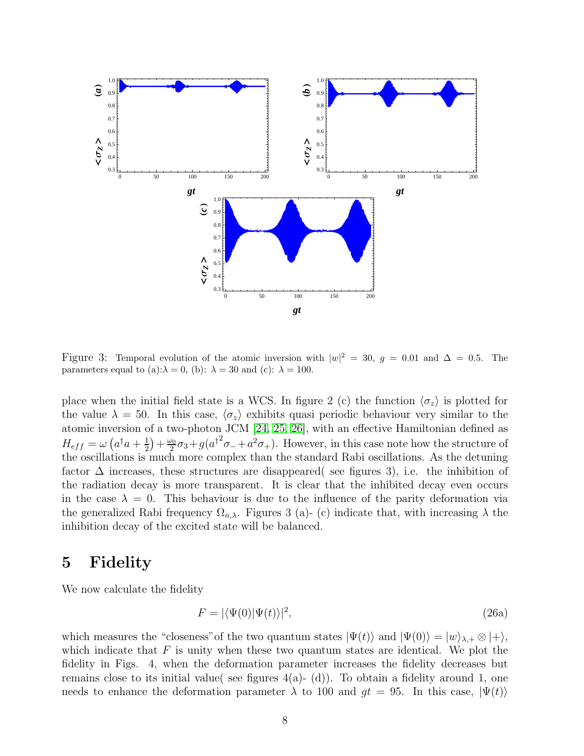Figure 3: Temporal evolution of the atomic inversion with $|w|^2 = 30$, $g = 0.01$ and $\Delta = 0.5$. The parameters equal to (a):$\lambda = 0$, (b): $\lambda = 30$ and (c): $\lambda = 100$.

place when the initial field state is a WCS. In figure 2 (c) the function $\langle \sigma_z \rangle$ is plotted for the value $\lambda = 50$. In this case, $\langle \sigma_z \rangle$ exhibits quasi periodic behaviour very similar to the atomic inversion of a two-photon JCM [24, 25, 26], with an effective Hamiltonian defined as $H_{eff} = \omega \left( a^\dagger a + \frac{1}{2} \right) + \frac{\omega_0}{2} \sigma_3 + g(a^{\dagger 2} \sigma_- + a^2 \sigma_+)$. However, in this case note how the structure of the oscillations is much more complex than the standard Rabi oscillations. As the detuning factor $\Delta$ increases, these structures are disappeared( see figures 3), i.e. the inhibition of the radiation decay is more transparent. It is clear that the inhibited decay even occurs in the case $\lambda = 0$. This behaviour is due to the influence of the parity deformation via the generalized Rabi frequency $\Omega_{n,\lambda}$. Figures 3 (a)- (c) indicate that, with increasing $\lambda$ the inhibition decay of the excited state will be balanced.

# 5 Fidelity

We now calculate the fidelity

$$F = |\langle \Psi(0) | \Psi(t) \rangle|^2, \tag{26a}$$

which measures the "closeness"of the two quantum states $|\Psi(t)\rangle$ and $|\Psi(0)\rangle = |w\rangle_{\lambda,+} \otimes |+\rangle$, which indicate that $F$ is unity when these two quantum states are identical. We plot the fidelity in Figs. 4, when the deformation parameter increases the fidelity decreases but remains close to its initial value( see figures 4(a)- (d)). To obtain a fidelity around 1, one needs to enhance the deformation parameter $\lambda$ to 100 and $gt = 95$. In this case, $|\Psi(t)\rangle$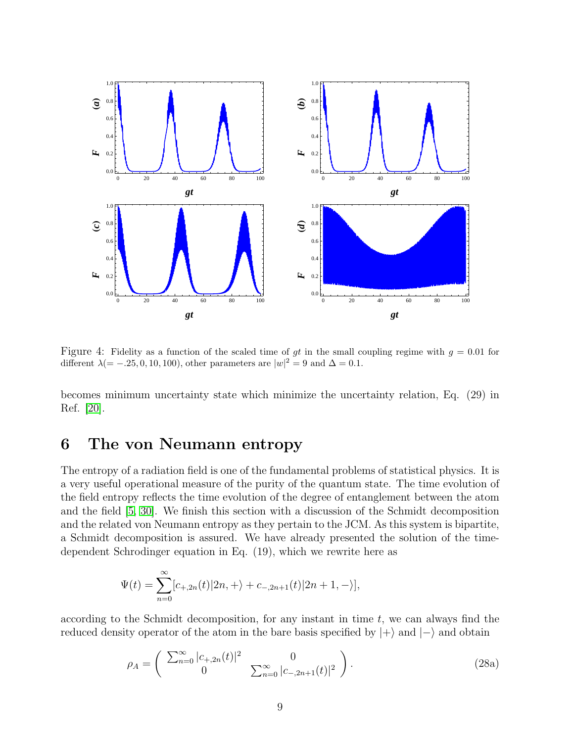Figure 4: Fidelity as a function of the scaled time of $gt$ in the small coupling regime with $g = 0.01$ for different $\lambda(= -.25, 0, 10, 100)$, other parameters are $|w|^2 = 9$ and $\Delta = 0.1$.

becomes minimum uncertainty state which minimize the uncertainty relation, Eq. (29) in Ref. [20].

## 6 The von Neumann entropy

The entropy of a radiation field is one of the fundamental problems of statistical physics. It is a very useful operational measure of the purity of the quantum state. The time evolution of the field entropy reflects the time evolution of the degree of entanglement between the atom and the field [5, 30]. We finish this section with a discussion of the Schmidt decomposition and the related von Neumann entropy as they pertain to the JCM. As this system is bipartite, a Schmidt decomposition is assured. We have already presented the solution of the time-dependent Schrodinger equation in Eq. (19), which we rewrite here as

$$\Psi(t) = \sum_{n=0}^{\infty} [c_{+,2n}(t)|2n, +\rangle + c_{-,2n+1}(t)|2n+1, -\rangle],$$

according to the Schmidt decomposition, for any instant in time $t$, we can always find the reduced density operator of the atom in the bare basis specified by $|+\rangle$ and $|-\rangle$ and obtain

$$\rho_A = \begin{pmatrix} \sum_{n=0}^{\infty} |c_{+,2n}(t)|^2 & 0 \\ 0 & \sum_{n=0}^{\infty} |c_{-,2n+1}(t)|^2 \end{pmatrix}. \tag{28a}$$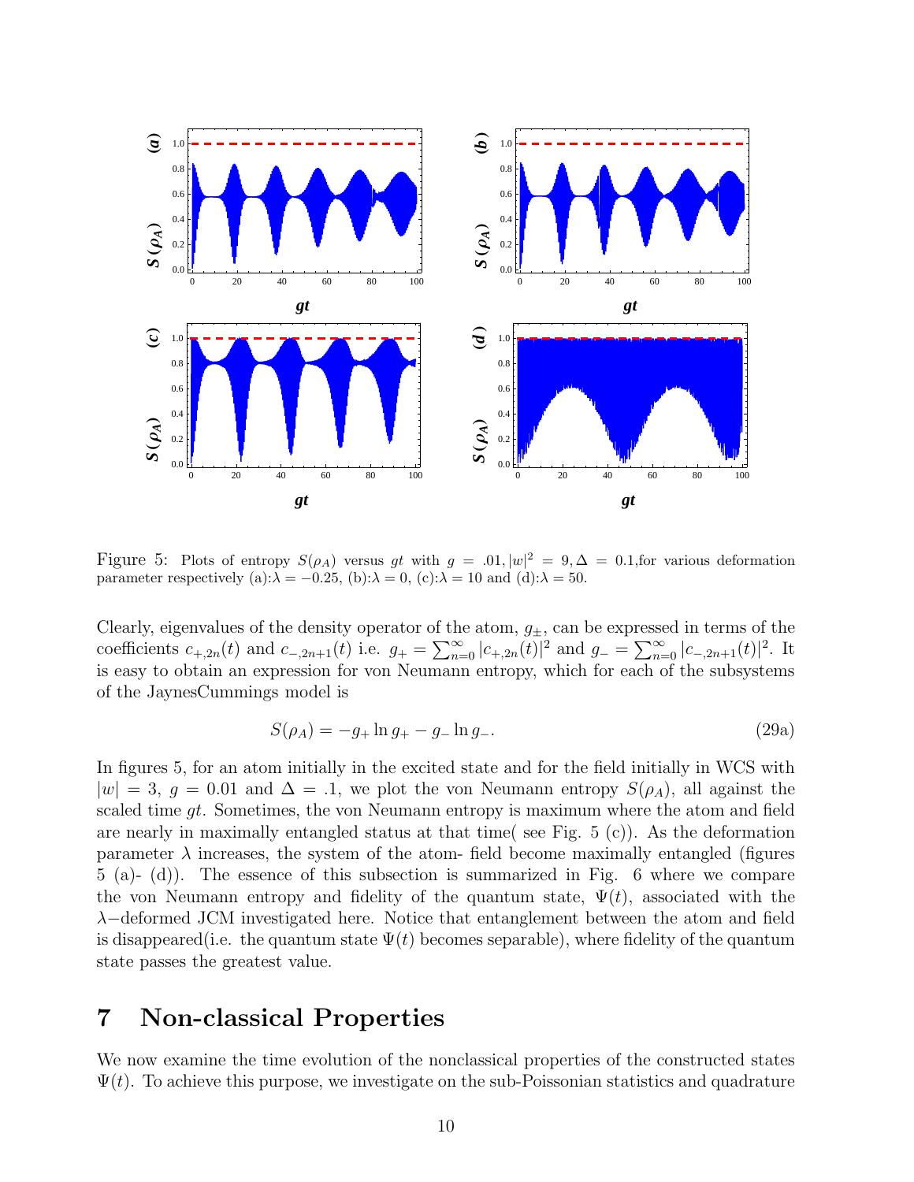Figure 5: Plots of entropy $S(\rho_A)$ versus $gt$ with $g = .01, |w|^2 = 9, \Delta = 0.1$,for various deformation parameter respectively (a):$\lambda = -0.25$, (b):$\lambda = 0$, (c):$\lambda = 10$ and (d):$\lambda = 50$.

Clearly, eigenvalues of the density operator of the atom, $g_{\pm}$, can be expressed in terms of the coefficients $c_{+,2n}(t)$ and $c_{-,2n+1}(t)$ i.e. $g_+ = \sum_{n=0}^{\infty} |c_{+,2n}(t)|^2$ and $g_- = \sum_{n=0}^{\infty} |c_{-,2n+1}(t)|^2$. It is easy to obtain an expression for von Neumann entropy, which for each of the subsystems of the JaynesCummings model is

$$S(\rho_A) = -g_+ \ln g_+ - g_- \ln g_-. \tag{29a}$$

In figures 5, for an atom initially in the excited state and for the field initially in WCS with $|w| = 3$, $g = 0.01$ and $\Delta = .1$, we plot the von Neumann entropy $S(\rho_A)$, all against the scaled time $gt$. Sometimes, the von Neumann entropy is maximum where the atom and field are nearly in maximally entangled status at that time( see Fig. 5 (c)). As the deformation parameter $\lambda$ increases, the system of the atom- field become maximally entangled (figures 5 (a)- (d)). The essence of this subsection is summarized in Fig. 6 where we compare the von Neumann entropy and fidelity of the quantum state, $\Psi(t)$, associated with the $\lambda-$deformed JCM investigated here. Notice that entanglement between the atom and field is disappeared(i.e. the quantum state $\Psi(t)$ becomes separable), where fidelity of the quantum state passes the greatest value.

# 7 Non-classical Properties

We now examine the time evolution of the nonclassical properties of the constructed states $\Psi(t)$. To achieve this purpose, we investigate on the sub-Poissonian statistics and quadrature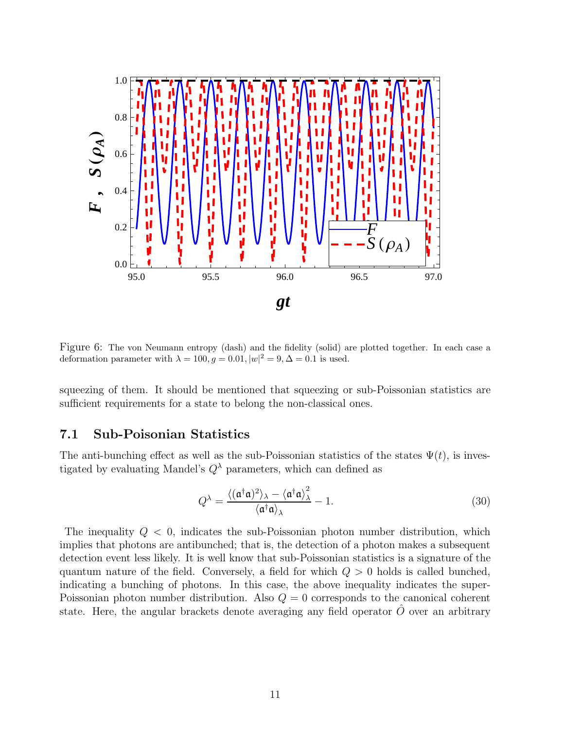Figure 6: The von Neumann entropy (dash) and the fidelity (solid) are plotted together. In each case a deformation parameter with $\lambda = 100, g = 0.01, |w|^2 = 9, \Delta = 0.1$ is used.

squeezing of them. It should be mentioned that squeezing or sub-Poissonian statistics are sufficient requirements for a state to belong the non-classical ones.

### 7.1 Sub-Poisonian Statistics

The anti-bunching effect as well as the sub-Poissonian statistics of the states $\Psi(t)$, is investigated by evaluating Mandel's $Q^\lambda$ parameters, which can defined as

$$Q^\lambda = \frac{\langle (\mathfrak{a}^\dagger \mathfrak{a})^2 \rangle_\lambda - \langle \mathfrak{a}^\dagger \mathfrak{a} \rangle_\lambda^2}{\langle \mathfrak{a}^\dagger \mathfrak{a} \rangle_\lambda} - 1. \tag{30}$$

The inequality $Q < 0$, indicates the sub-Poissonian photon number distribution, which implies that photons are antibunched; that is, the detection of a photon makes a subsequent detection event less likely. It is well know that sub-Poissonian statistics is a signature of the quantum nature of the field. Conversely, a field for which $Q > 0$ holds is called bunched, indicating a bunching of photons. In this case, the above inequality indicates the super-Poissonian photon number distribution. Also $Q = 0$ corresponds to the canonical coherent state. Here, the angular brackets denote averaging any field operator $\hat{O}$ over an arbitrary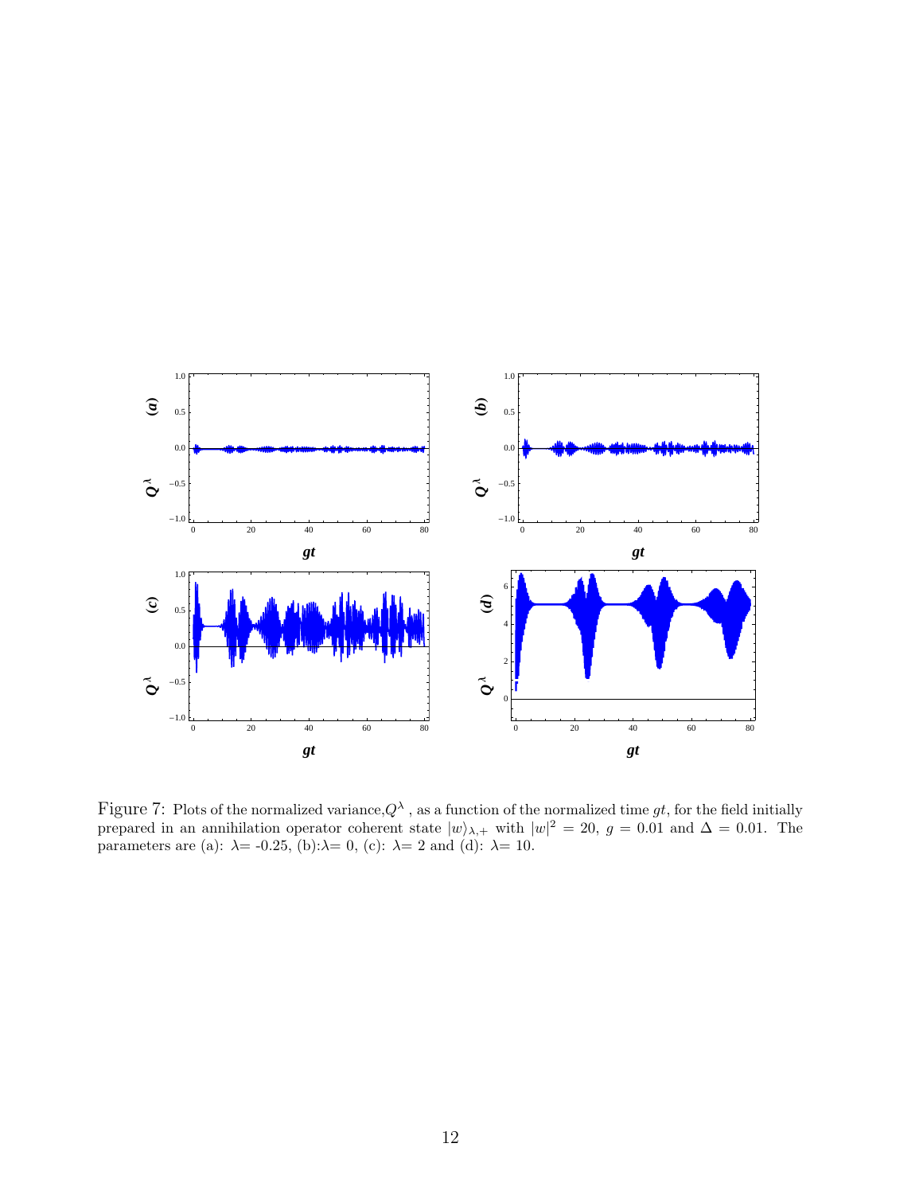Figure 7: Plots of the normalized variance, $Q^{\lambda}$ , as a function of the normalized time $gt$, for the field initially prepared in an annihilation operator coherent state $|w\rangle_{\lambda,+}$ with $|w|^2 = 20$, $g = 0.01$ and $\Delta = 0.01$. The parameters are (a): $\lambda$= -0.25, (b): $\lambda$= 0, (c): $\lambda$= 2 and (d): $\lambda$= 10.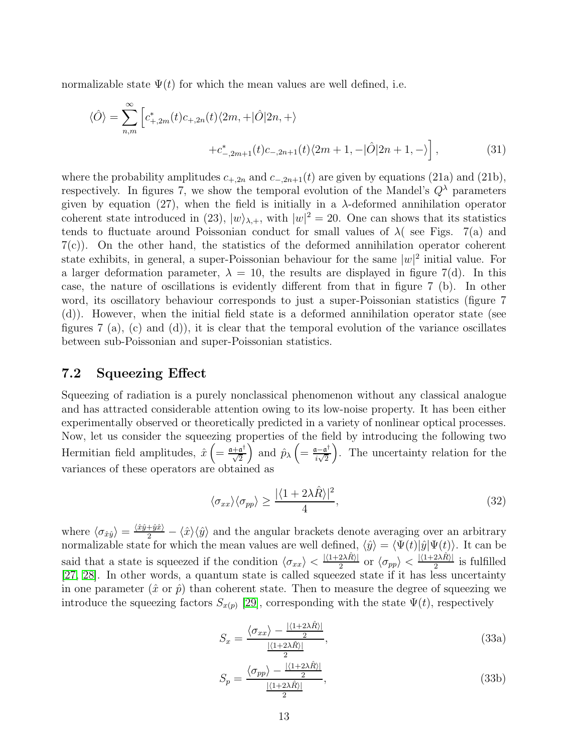normalizable state $\Psi(t)$ for which the mean values are well defined, i.e.

$$\langle\hat{O}\rangle = \sum_{n,m}^{\infty}\Big[c^*_{+,2m}(t)c_{+,2n}(t)\langle 2m,+|\hat{O}|2n,+\rangle + c^*_{-,2m+1}(t)c_{-,2n+1}(t)\langle 2m+1,-|\hat{O}|2n+1,-\rangle\Big], \tag{31}$$

where the probability amplitudes $c_{+,2n}$ and $c_{-,2n+1}(t)$ are given by equations (21a) and (21b), respectively. In figures 7, we show the temporal evolution of the Mandel's $Q^{\lambda}$ parameters given by equation (27), when the field is initially in a $\lambda$-deformed annihilation operator coherent state introduced in (23), $|w\rangle_{\lambda,+}$, with $|w|^2 = 20$. One can shows that its statistics tends to fluctuate around Poissonian conduct for small values of $\lambda$( see Figs. 7(a) and 7(c)). On the other hand, the statistics of the deformed annihilation operator coherent state exhibits, in general, a super-Poissonian behaviour for the same $|w|^2$ initial value. For a larger deformation parameter, $\lambda = 10$, the results are displayed in figure 7(d). In this case, the nature of oscillations is evidently different from that in figure 7 (b). In other word, its oscillatory behaviour corresponds to just a super-Poissonian statistics (figure 7 (d)). However, when the initial field state is a deformed annihilation operator state (see figures 7 (a), (c) and (d)), it is clear that the temporal evolution of the variance oscillates between sub-Poissonian and super-Poissonian statistics.

## 7.2 Squeezing Effect

Squeezing of radiation is a purely nonclassical phenomenon without any classical analogue and has attracted considerable attention owing to its low-noise property. It has been either experimentally observed or theoretically predicted in a variety of nonlinear optical processes. Now, let us consider the squeezing properties of the field by introducing the following two Hermitian field amplitudes, $\hat{x}\left(=\frac{\mathfrak{a}+\mathfrak{a}^\dagger}{\sqrt{2}}\right)$ and $\hat{p}_\lambda\left(=\frac{\mathfrak{a}-\mathfrak{a}^\dagger}{i\sqrt{2}}\right)$. The uncertainty relation for the variances of these operators are obtained as

$$\langle\sigma_{xx}\rangle\langle\sigma_{pp}\rangle \geq \frac{|\langle 1+2\lambda\hat{R}\rangle|^2}{4}, \tag{32}$$

where $\langle\sigma_{\hat{x}\hat{y}}\rangle = \frac{\langle\hat{x}\hat{y}+\hat{y}\hat{x}\rangle}{2} - \langle\hat{x}\rangle\langle\hat{y}\rangle$ and the angular brackets denote averaging over an arbitrary normalizable state for which the mean values are well defined, $\langle\hat{y}\rangle = \langle\Psi(t)|\hat{y}|\Psi(t)\rangle$. It can be said that a state is squeezed if the condition $\langle\sigma_{xx}\rangle < \frac{|\langle 1+2\lambda\hat{R}\rangle|}{2}$ or $\langle\sigma_{pp}\rangle < \frac{|\langle 1+2\lambda\hat{R}\rangle|}{2}$ is fulfilled [27, 28]. In other words, a quantum state is called squeezed state if it has less uncertainty in one parameter ($\hat{x}$ or $\hat{p}$) than coherent state. Then to measure the degree of squeezing we introduce the squeezing factors $S_{x(p)}$ [29], corresponding with the state $\Psi(t)$, respectively

$$S_x = \frac{\langle\sigma_{xx}\rangle - \frac{|\langle 1+2\lambda\hat{R}\rangle|}{2}}{\frac{|\langle 1+2\lambda\hat{R}\rangle|}{2}}, \tag{33a}$$

$$S_p = \frac{\langle\sigma_{pp}\rangle - \frac{|\langle 1+2\lambda\hat{R}\rangle|}{2}}{\frac{|\langle 1+2\lambda\hat{R}\rangle|}{2}}, \tag{33b}$$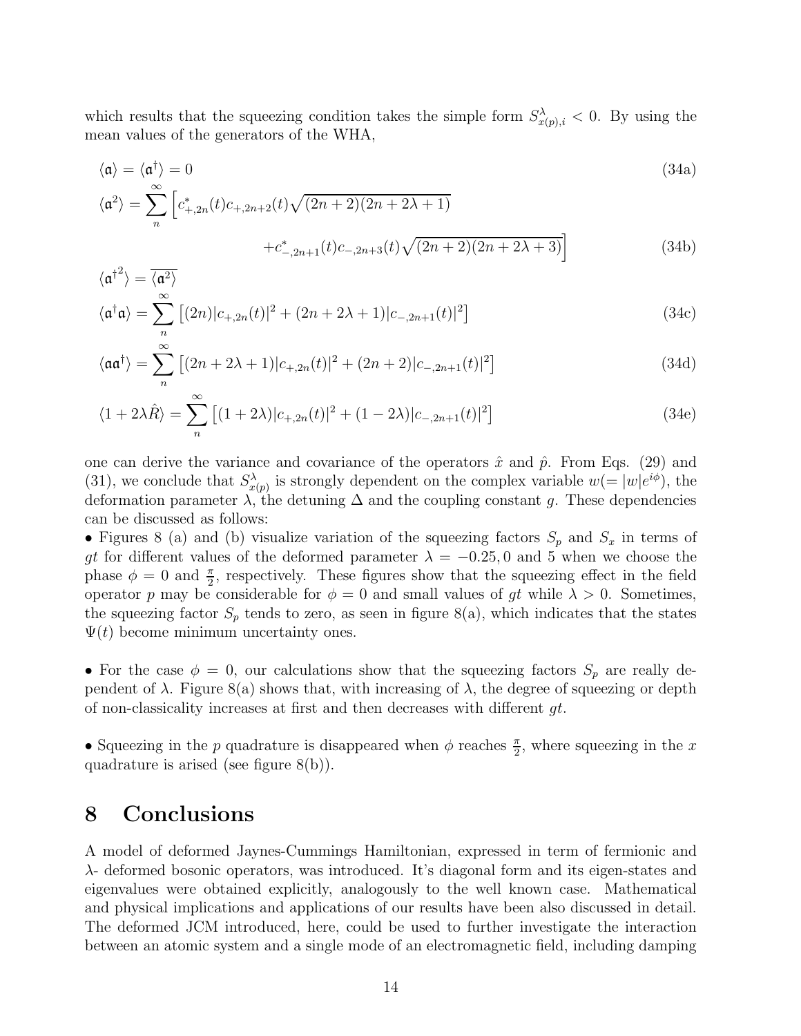which results that the squeezing condition takes the simple form $S^{\lambda}_{x(p),i} < 0$. By using the mean values of the generators of the WHA,

$$
\langle \mathfrak{a} \rangle = \langle \mathfrak{a}^{\dagger} \rangle = 0 \tag{34a}
$$

$$
\langle \mathfrak{a}^2 \rangle = \sum_{n}^{\infty} \Big[ c^{*}_{+,2n}(t) c_{+,2n+2}(t) \sqrt{(2n+2)(2n+2\lambda+1)} + c^{*}_{-,2n+1}(t) c_{-,2n+3}(t) \sqrt{(2n+2)(2n+2\lambda+3)} \Big] \tag{34b}
$$

$$
\langle {\mathfrak{a}^{\dagger}}^2 \rangle = \overline{\langle \mathfrak{a}^2 \rangle}
$$

$$
\langle \mathfrak{a}^{\dagger} \mathfrak{a} \rangle = \sum_{n}^{\infty} \left[ (2n)|c_{+,2n}(t)|^2 + (2n+2\lambda+1)|c_{-,2n+1}(t)|^2 \right] \tag{34c}
$$

$$
\langle \mathfrak{a} \mathfrak{a}^{\dagger} \rangle = \sum_{n}^{\infty} \left[ (2n+2\lambda+1)|c_{+,2n}(t)|^2 + (2n+2)|c_{-,2n+1}(t)|^2 \right] \tag{34d}
$$

$$
\langle 1 + 2\lambda \hat{R} \rangle = \sum_{n}^{\infty} \left[ (1+2\lambda)|c_{+,2n}(t)|^2 + (1-2\lambda)|c_{-,2n+1}(t)|^2 \right] \tag{34e}
$$

one can derive the variance and covariance of the operators $\hat{x}$ and $\hat{p}$. From Eqs. (29) and (31), we conclude that $S^{\lambda}_{x(p)}$ is strongly dependent on the complex variable $w(=|w|e^{i\phi})$, the deformation parameter $\lambda$, the detuning $\Delta$ and the coupling constant $g$. These dependencies can be discussed as follows:

- Figures 8 (a) and (b) visualize variation of the squeezing factors $S_p$ and $S_x$ in terms of $gt$ for different values of the deformed parameter $\lambda = -0.25, 0$ and $5$ when we choose the phase $\phi = 0$ and $\frac{\pi}{2}$, respectively. These figures show that the squeezing effect in the field operator $p$ may be considerable for $\phi = 0$ and small values of $gt$ while $\lambda > 0$. Sometimes, the squeezing factor $S_p$ tends to zero, as seen in figure 8(a), which indicates that the states $\Psi(t)$ become minimum uncertainty ones.

- For the case $\phi = 0$, our calculations show that the squeezing factors $S_p$ are really dependent of $\lambda$. Figure 8(a) shows that, with increasing of $\lambda$, the degree of squeezing or depth of non-classicality increases at first and then decreases with different $gt$.

- Squeezing in the $p$ quadrature is disappeared when $\phi$ reaches $\frac{\pi}{2}$, where squeezing in the $x$ quadrature is arised (see figure 8(b)).

# 8 Conclusions

A model of deformed Jaynes-Cummings Hamiltonian, expressed in term of fermionic and $\lambda$- deformed bosonic operators, was introduced. It's diagonal form and its eigen-states and eigenvalues were obtained explicitly, analogously to the well known case. Mathematical and physical implications and applications of our results have been also discussed in detail. The deformed JCM introduced, here, could be used to further investigate the interaction between an atomic system and a single mode of an electromagnetic field, including damping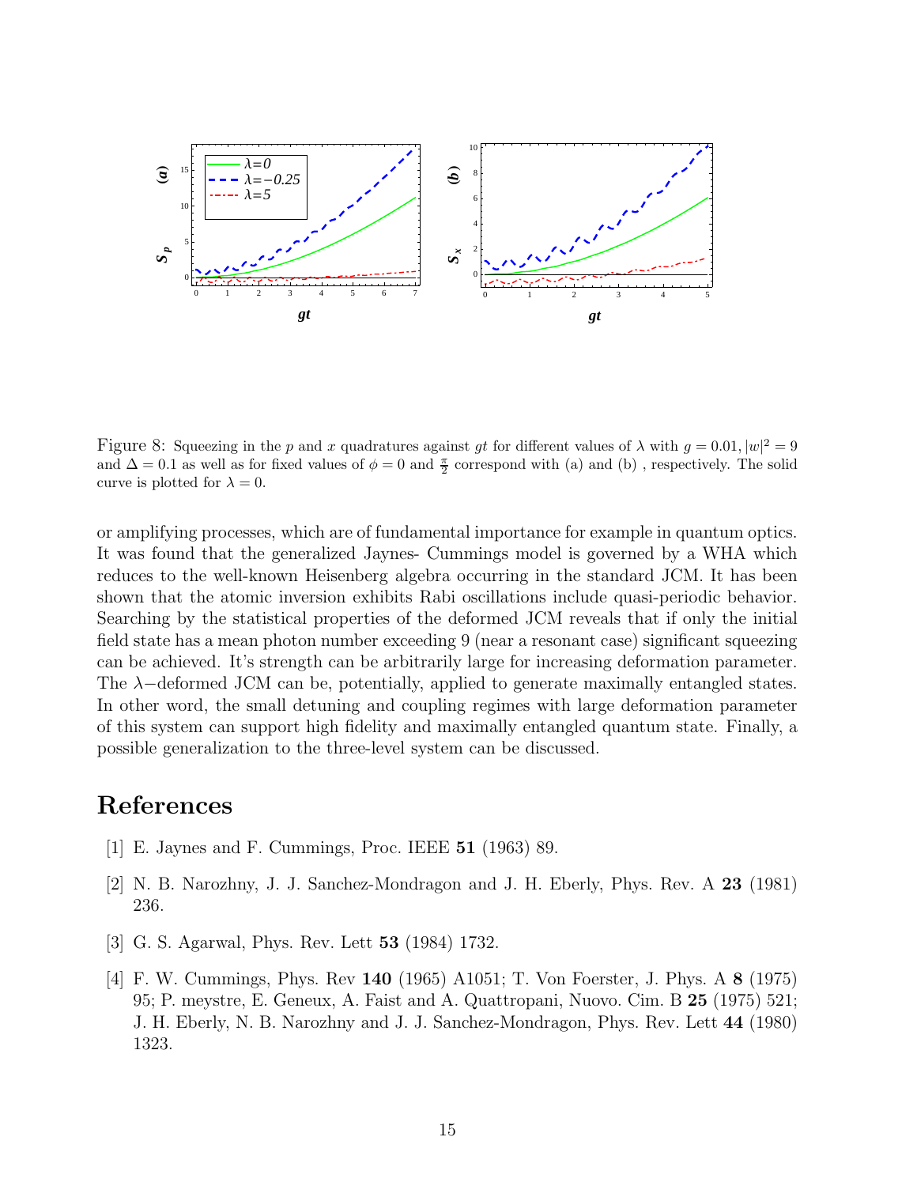Figure 8: Squeezing in the $p$ and $x$ quadratures against $gt$ for different values of $\lambda$ with $g = 0.01, |w|^2 = 9$ and $\Delta = 0.1$ as well as for fixed values of $\phi = 0$ and $\frac{\pi}{2}$ correspond with (a) and (b) , respectively. The solid curve is plotted for $\lambda = 0$.

or amplifying processes, which are of fundamental importance for example in quantum optics. It was found that the generalized Jaynes- Cummings model is governed by a WHA which reduces to the well-known Heisenberg algebra occurring in the standard JCM. It has been shown that the atomic inversion exhibits Rabi oscillations include quasi-periodic behavior. Searching by the statistical properties of the deformed JCM reveals that if only the initial field state has a mean photon number exceeding 9 (near a resonant case) significant squeezing can be achieved. It's strength can be arbitrarily large for increasing deformation parameter. The $\lambda-$deformed JCM can be, potentially, applied to generate maximally entangled states. In other word, the small detuning and coupling regimes with large deformation parameter of this system can support high fidelity and maximally entangled quantum state. Finally, a possible generalization to the three-level system can be discussed.

# References

[1] E. Jaynes and F. Cummings, Proc. IEEE **51** (1963) 89.

[2] N. B. Narozhny, J. J. Sanchez-Mondragon and J. H. Eberly, Phys. Rev. A **23** (1981) 236.

[3] G. S. Agarwal, Phys. Rev. Lett **53** (1984) 1732.

[4] F. W. Cummings, Phys. Rev **140** (1965) A1051; T. Von Foerster, J. Phys. A **8** (1975) 95; P. meystre, E. Geneux, A. Faist and A. Quattropani, Nuovo. Cim. B **25** (1975) 521; J. H. Eberly, N. B. Narozhny and J. J. Sanchez-Mondragon, Phys. Rev. Lett **44** (1980) 1323.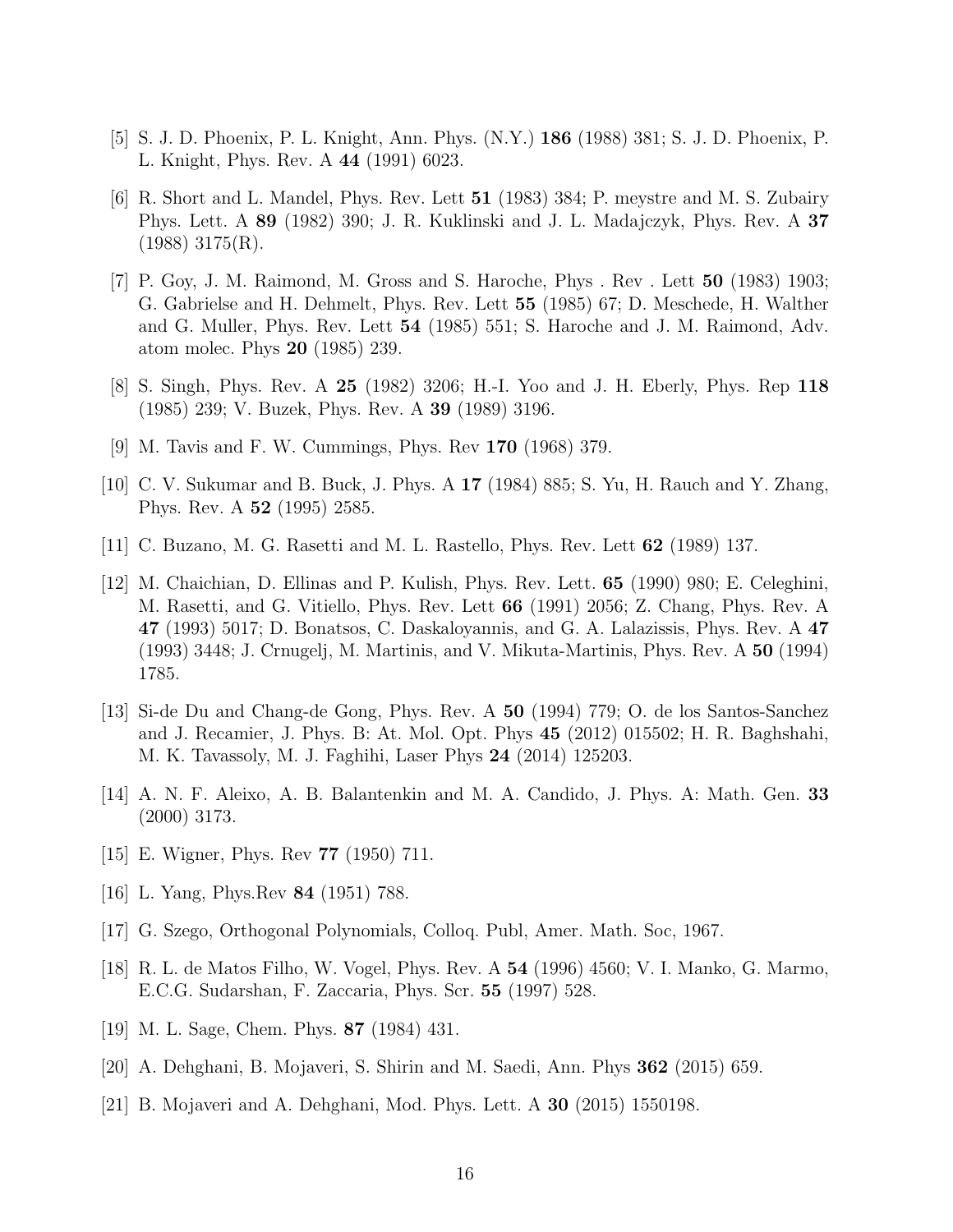[5] S. J. D. Phoenix, P. L. Knight, Ann. Phys. (N.Y.) **186** (1988) 381; S. J. D. Phoenix, P. L. Knight, Phys. Rev. A **44** (1991) 6023.

[6] R. Short and L. Mandel, Phys. Rev. Lett **51** (1983) 384; P. meystre and M. S. Zubairy Phys. Lett. A **89** (1982) 390; J. R. Kuklinski and J. L. Madajczyk, Phys. Rev. A **37** (1988) 3175(R).

[7] P. Goy, J. M. Raimond, M. Gross and S. Haroche, Phys . Rev . Lett **50** (1983) 1903; G. Gabrielse and H. Dehmelt, Phys. Rev. Lett **55** (1985) 67; D. Meschede, H. Walther and G. Muller, Phys. Rev. Lett **54** (1985) 551; S. Haroche and J. M. Raimond, Adv. atom molec. Phys **20** (1985) 239.

[8] S. Singh, Phys. Rev. A **25** (1982) 3206; H.-I. Yoo and J. H. Eberly, Phys. Rep **118** (1985) 239; V. Buzek, Phys. Rev. A **39** (1989) 3196.

[9] M. Tavis and F. W. Cummings, Phys. Rev **170** (1968) 379.

[10] C. V. Sukumar and B. Buck, J. Phys. A **17** (1984) 885; S. Yu, H. Rauch and Y. Zhang, Phys. Rev. A **52** (1995) 2585.

[11] C. Buzano, M. G. Rasetti and M. L. Rastello, Phys. Rev. Lett **62** (1989) 137.

[12] M. Chaichian, D. Ellinas and P. Kulish, Phys. Rev. Lett. **65** (1990) 980; E. Celeghini, M. Rasetti, and G. Vitiello, Phys. Rev. Lett **66** (1991) 2056; Z. Chang, Phys. Rev. A **47** (1993) 5017; D. Bonatsos, C. Daskaloyannis, and G. A. Lalazissis, Phys. Rev. A **47** (1993) 3448; J. Crnugelj, M. Martinis, and V. Mikuta-Martinis, Phys. Rev. A **50** (1994) 1785.

[13] Si-de Du and Chang-de Gong, Phys. Rev. A **50** (1994) 779; O. de los Santos-Sanchez and J. Recamier, J. Phys. B: At. Mol. Opt. Phys **45** (2012) 015502; H. R. Baghshahi, M. K. Tavassoly, M. J. Faghihi, Laser Phys **24** (2014) 125203.

[14] A. N. F. Aleixo, A. B. Balantenkin and M. A. Candido, J. Phys. A: Math. Gen. **33** (2000) 3173.

[15] E. Wigner, Phys. Rev **77** (1950) 711.

[16] L. Yang, Phys.Rev **84** (1951) 788.

[17] G. Szego, Orthogonal Polynomials, Colloq. Publ, Amer. Math. Soc, 1967.

[18] R. L. de Matos Filho, W. Vogel, Phys. Rev. A **54** (1996) 4560; V. I. Manko, G. Marmo, E.C.G. Sudarshan, F. Zaccaria, Phys. Scr. **55** (1997) 528.

[19] M. L. Sage, Chem. Phys. **87** (1984) 431.

[20] A. Dehghani, B. Mojaveri, S. Shirin and M. Saedi, Ann. Phys **362** (2015) 659.

[21] B. Mojaveri and A. Dehghani, Mod. Phys. Lett. A **30** (2015) 1550198.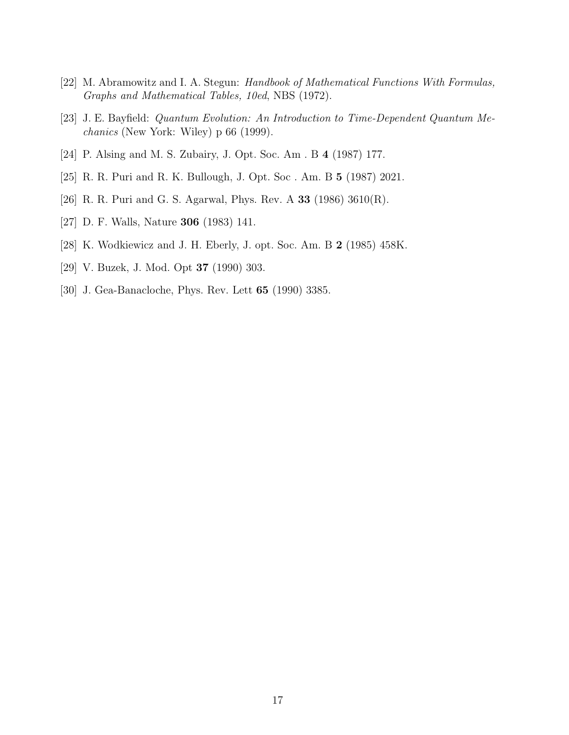[22] M. Abramowitz and I. A. Stegun: *Handbook of Mathematical Functions With Formulas, Graphs and Mathematical Tables, 10ed*, NBS (1972).

[23] J. E. Bayfield: *Quantum Evolution: An Introduction to Time-Dependent Quantum Mechanics* (New York: Wiley) p 66 (1999).

[24] P. Alsing and M. S. Zubairy, J. Opt. Soc. Am . B **4** (1987) 177.

[25] R. R. Puri and R. K. Bullough, J. Opt. Soc . Am. B **5** (1987) 2021.

[26] R. R. Puri and G. S. Agarwal, Phys. Rev. A **33** (1986) 3610(R).

[27] D. F. Walls, Nature **306** (1983) 141.

[28] K. Wodkiewicz and J. H. Eberly, J. opt. Soc. Am. B **2** (1985) 458K.

[29] V. Buzek, J. Mod. Opt **37** (1990) 303.

[30] J. Gea-Banacloche, Phys. Rev. Lett **65** (1990) 3385.